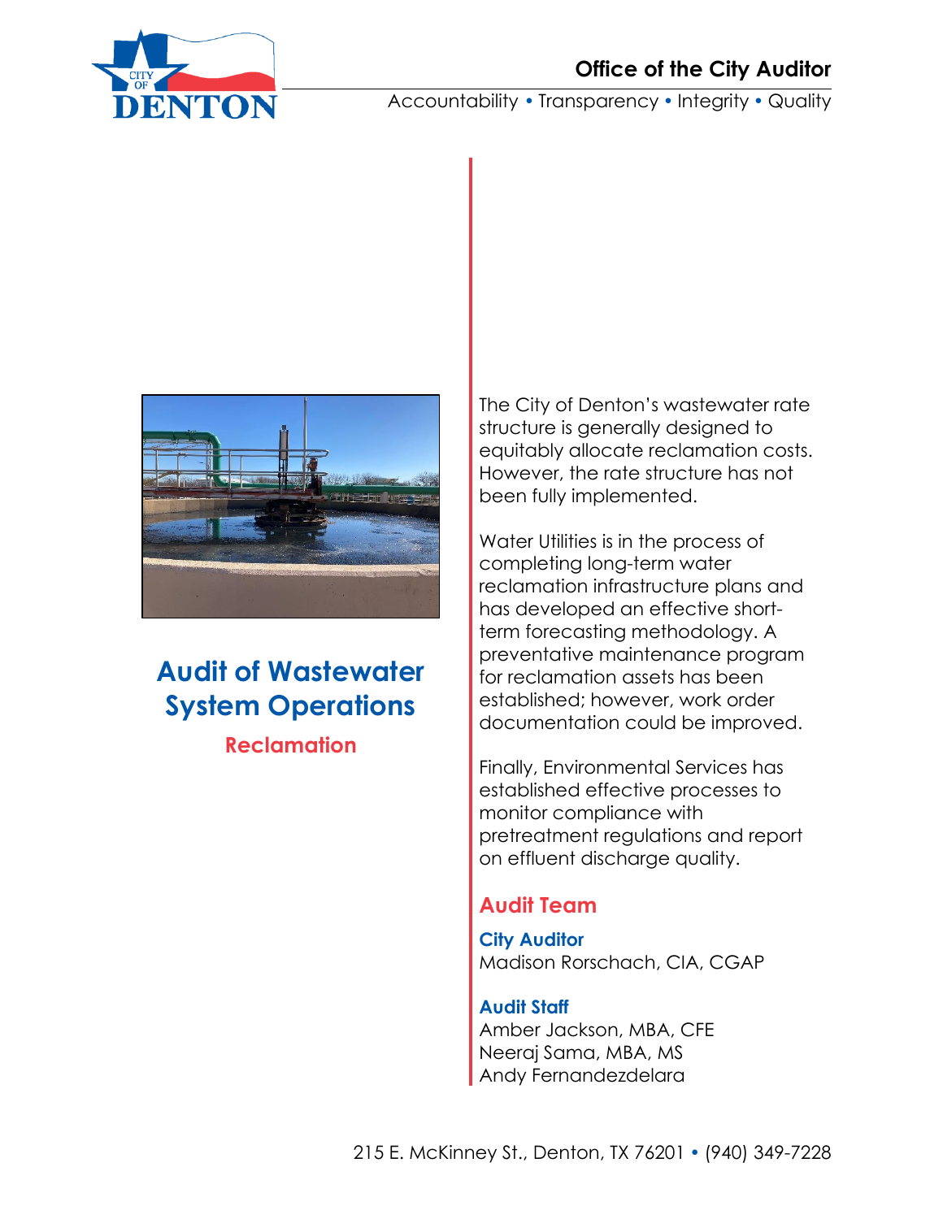Office of the City Auditor

Accountability • Transparency • Integrity • Quality

# Audit of Wastewater System Operations

## Reclamation

The City of Denton's wastewater rate structure is generally designed to equitably allocate reclamation costs. However, the rate structure has not been fully implemented.

Water Utilities is in the process of completing long-term water reclamation infrastructure plans and has developed an effective short-term forecasting methodology. A preventative maintenance program for reclamation assets has been established; however, work order documentation could be improved.

Finally, Environmental Services has established effective processes to monitor compliance with pretreatment regulations and report on effluent discharge quality.

## Audit Team

**City Auditor**
Madison Rorschach, CIA, CGAP

**Audit Staff**
Amber Jackson, MBA, CFE
Neeraj Sama, MBA, MS
Andy Fernandezdelara

215 E. McKinney St., Denton, TX 76201 • (940) 349-7228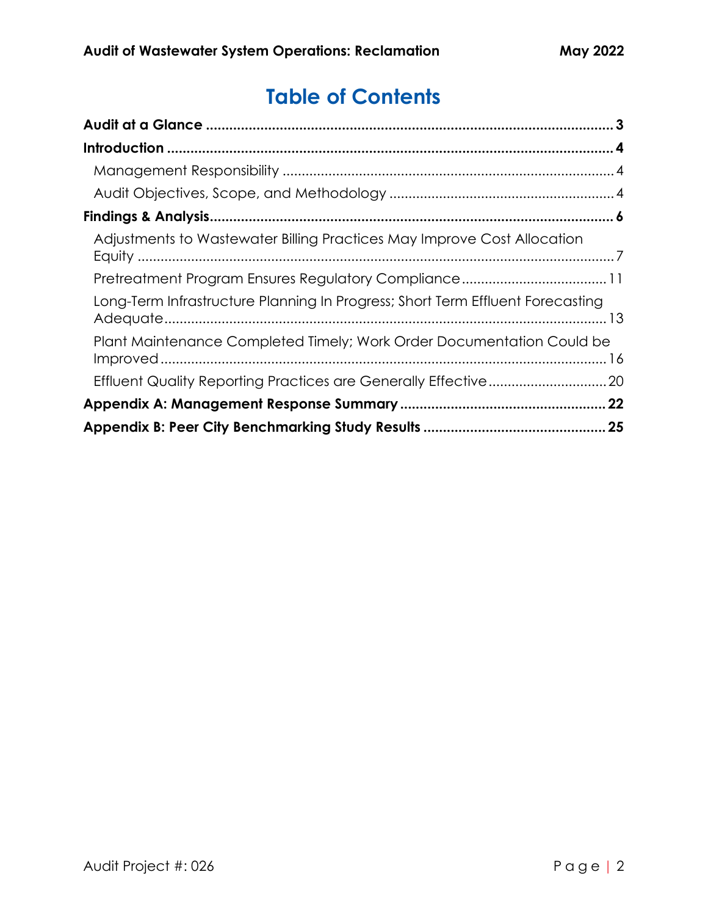# Table of Contents

| | |
|---|---|
| **Audit at a Glance** | **3** |
| **Introduction** | **4** |
| Management Responsibility | 4 |
| Audit Objectives, Scope, and Methodology | 4 |
| **Findings & Analysis** | **6** |
| Adjustments to Wastewater Billing Practices May Improve Cost Allocation Equity | 7 |
| Pretreatment Program Ensures Regulatory Compliance | 11 |
| Long-Term Infrastructure Planning In Progress; Short Term Effluent Forecasting Adequate | 13 |
| Plant Maintenance Completed Timely; Work Order Documentation Could be Improved | 16 |
| Effluent Quality Reporting Practices are Generally Effective | 20 |
| **Appendix A: Management Response Summary** | **22** |
| **Appendix B: Peer City Benchmarking Study Results** | **25** |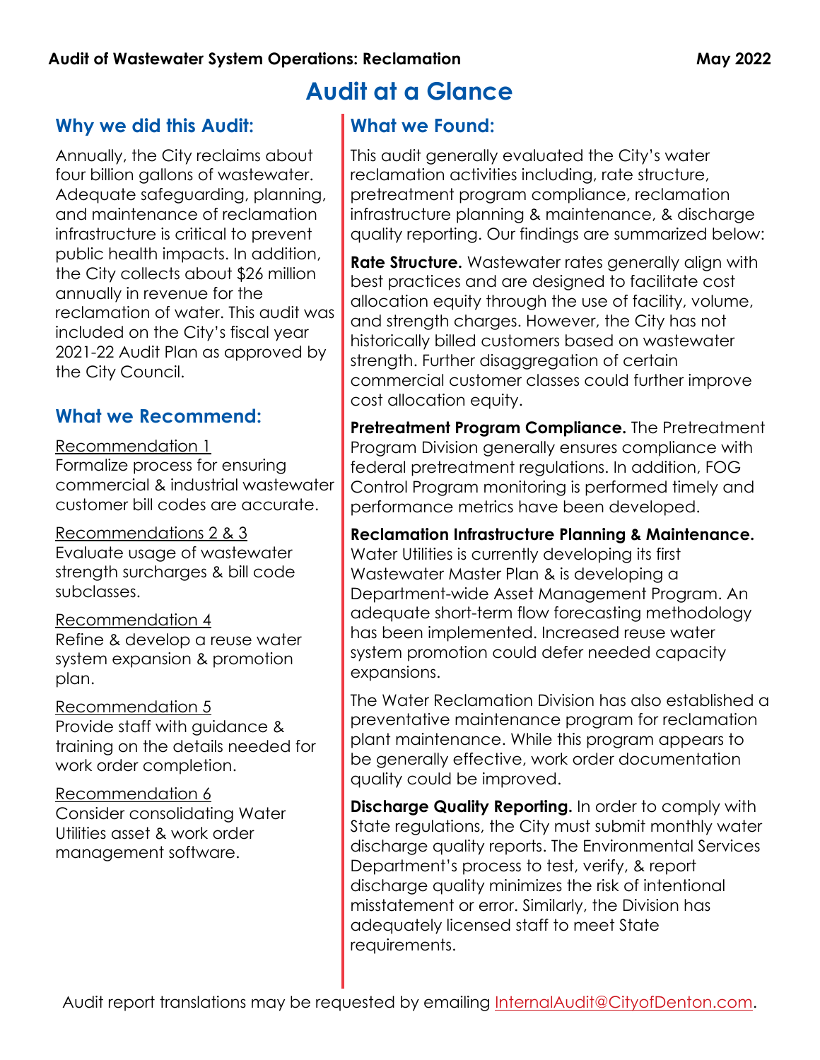# Audit at a Glance

## Why we did this Audit:

Annually, the City reclaims about four billion gallons of wastewater. Adequate safeguarding, planning, and maintenance of reclamation infrastructure is critical to prevent public health impacts. In addition, the City collects about $26 million annually in revenue for the reclamation of water. This audit was included on the City's fiscal year 2021-22 Audit Plan as approved by the City Council.

## What we Recommend:

Recommendation 1
Formalize process for ensuring commercial & industrial wastewater customer bill codes are accurate.

Recommendations 2 & 3
Evaluate usage of wastewater strength surcharges & bill code subclasses.

Recommendation 4
Refine & develop a reuse water system expansion & promotion plan.

Recommendation 5
Provide staff with guidance & training on the details needed for work order completion.

Recommendation 6
Consider consolidating Water Utilities asset & work order management software.

## What we Found:

This audit generally evaluated the City's water reclamation activities including, rate structure, pretreatment program compliance, reclamation infrastructure planning & maintenance, & discharge quality reporting. Our findings are summarized below:

**Rate Structure.** Wastewater rates generally align with best practices and are designed to facilitate cost allocation equity through the use of facility, volume, and strength charges. However, the City has not historically billed customers based on wastewater strength. Further disaggregation of certain commercial customer classes could further improve cost allocation equity.

**Pretreatment Program Compliance.** The Pretreatment Program Division generally ensures compliance with federal pretreatment regulations. In addition, FOG Control Program monitoring is performed timely and performance metrics have been developed.

**Reclamation Infrastructure Planning & Maintenance.** Water Utilities is currently developing its first Wastewater Master Plan & is developing a Department-wide Asset Management Program. An adequate short-term flow forecasting methodology has been implemented. Increased reuse water system promotion could defer needed capacity expansions.

The Water Reclamation Division has also established a preventative maintenance program for reclamation plant maintenance. While this program appears to be generally effective, work order documentation quality could be improved.

**Discharge Quality Reporting.** In order to comply with State regulations, the City must submit monthly water discharge quality reports. The Environmental Services Department's process to test, verify, & report discharge quality minimizes the risk of intentional misstatement or error. Similarly, the Division has adequately licensed staff to meet State requirements.

Audit report translations may be requested by emailing InternalAudit@CityofDenton.com.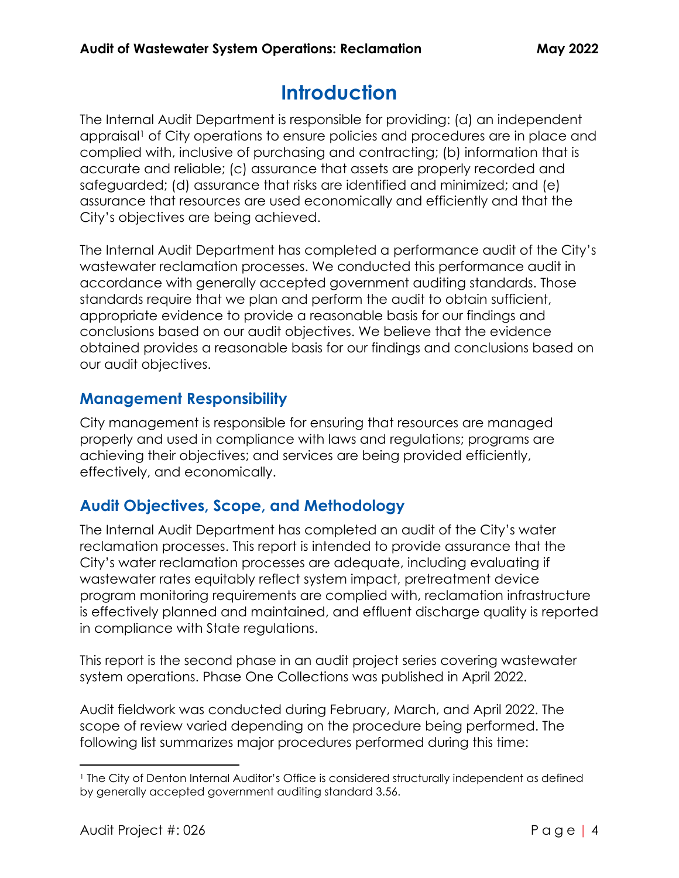# Introduction

The Internal Audit Department is responsible for providing: (a) an independent appraisal[1] of City operations to ensure policies and procedures are in place and complied with, inclusive of purchasing and contracting; (b) information that is accurate and reliable; (c) assurance that assets are properly recorded and safeguarded; (d) assurance that risks are identified and minimized; and (e) assurance that resources are used economically and efficiently and that the City's objectives are being achieved.

The Internal Audit Department has completed a performance audit of the City's wastewater reclamation processes. We conducted this performance audit in accordance with generally accepted government auditing standards. Those standards require that we plan and perform the audit to obtain sufficient, appropriate evidence to provide a reasonable basis for our findings and conclusions based on our audit objectives. We believe that the evidence obtained provides a reasonable basis for our findings and conclusions based on our audit objectives.

## Management Responsibility

City management is responsible for ensuring that resources are managed properly and used in compliance with laws and regulations; programs are achieving their objectives; and services are being provided efficiently, effectively, and economically.

## Audit Objectives, Scope, and Methodology

The Internal Audit Department has completed an audit of the City's water reclamation processes. This report is intended to provide assurance that the City's water reclamation processes are adequate, including evaluating if wastewater rates equitably reflect system impact, pretreatment device program monitoring requirements are complied with, reclamation infrastructure is effectively planned and maintained, and effluent discharge quality is reported in compliance with State regulations.

This report is the second phase in an audit project series covering wastewater system operations. Phase One Collections was published in April 2022.

Audit fieldwork was conducted during February, March, and April 2022. The scope of review varied depending on the procedure being performed. The following list summarizes major procedures performed during this time:

[1] The City of Denton Internal Auditor's Office is considered structurally independent as defined by generally accepted government auditing standard 3.56.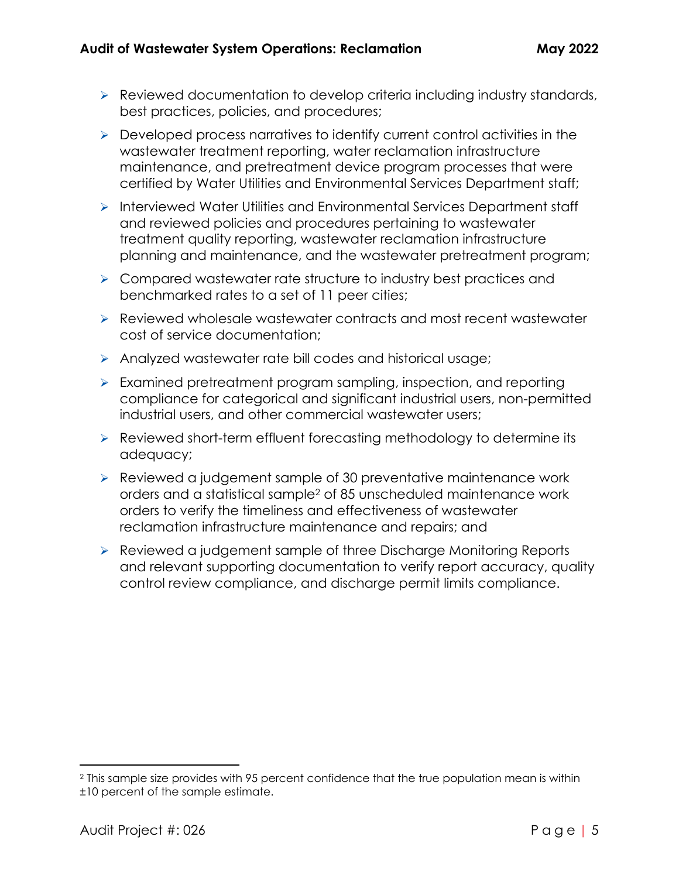- Reviewed documentation to develop criteria including industry standards, best practices, policies, and procedures;
- Developed process narratives to identify current control activities in the wastewater treatment reporting, water reclamation infrastructure maintenance, and pretreatment device program processes that were certified by Water Utilities and Environmental Services Department staff;
- Interviewed Water Utilities and Environmental Services Department staff and reviewed policies and procedures pertaining to wastewater treatment quality reporting, wastewater reclamation infrastructure planning and maintenance, and the wastewater pretreatment program;
- Compared wastewater rate structure to industry best practices and benchmarked rates to a set of 11 peer cities;
- Reviewed wholesale wastewater contracts and most recent wastewater cost of service documentation;
- Analyzed wastewater rate bill codes and historical usage;
- Examined pretreatment program sampling, inspection, and reporting compliance for categorical and significant industrial users, non-permitted industrial users, and other commercial wastewater users;
- Reviewed short-term effluent forecasting methodology to determine its adequacy;
- Reviewed a judgement sample of 30 preventative maintenance work orders and a statistical sample[2] of 85 unscheduled maintenance work orders to verify the timeliness and effectiveness of wastewater reclamation infrastructure maintenance and repairs; and
- Reviewed a judgement sample of three Discharge Monitoring Reports and relevant supporting documentation to verify report accuracy, quality control review compliance, and discharge permit limits compliance.

---

[2] This sample size provides with 95 percent confidence that the true population mean is within ±10 percent of the sample estimate.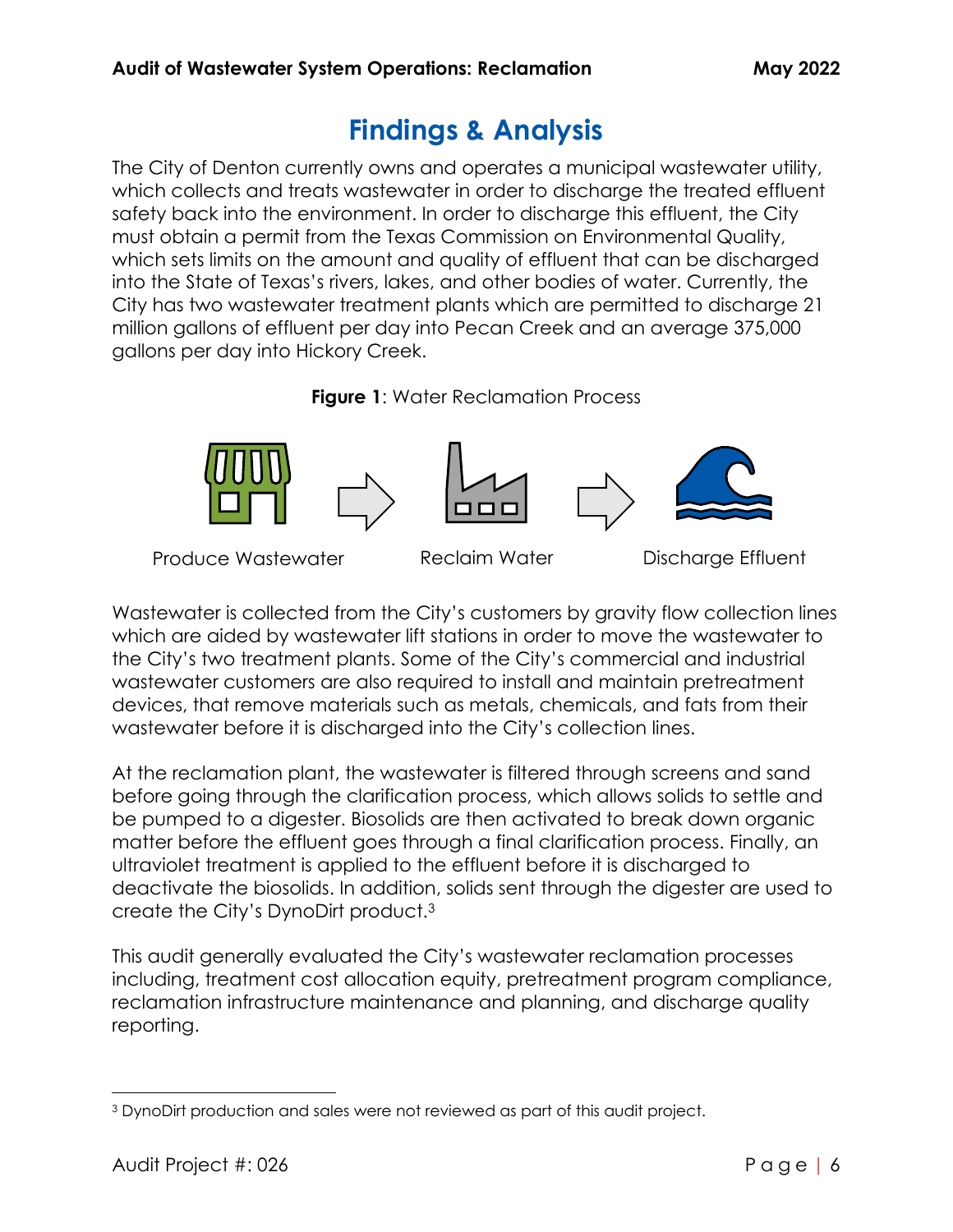# Findings & Analysis

The City of Denton currently owns and operates a municipal wastewater utility, which collects and treats wastewater in order to discharge the treated effluent safety back into the environment. In order to discharge this effluent, the City must obtain a permit from the Texas Commission on Environmental Quality, which sets limits on the amount and quality of effluent that can be discharged into the State of Texas's rivers, lakes, and other bodies of water. Currently, the City has two wastewater treatment plants which are permitted to discharge 21 million gallons of effluent per day into Pecan Creek and an average 375,000 gallons per day into Hickory Creek.

**Figure 1**: Water Reclamation Process

Produce Wastewater → Reclaim Water → Discharge Effluent

Wastewater is collected from the City's customers by gravity flow collection lines which are aided by wastewater lift stations in order to move the wastewater to the City's two treatment plants. Some of the City's commercial and industrial wastewater customers are also required to install and maintain pretreatment devices, that remove materials such as metals, chemicals, and fats from their wastewater before it is discharged into the City's collection lines.

At the reclamation plant, the wastewater is filtered through screens and sand before going through the clarification process, which allows solids to settle and be pumped to a digester. Biosolids are then activated to break down organic matter before the effluent goes through a final clarification process. Finally, an ultraviolet treatment is applied to the effluent before it is discharged to deactivate the biosolids. In addition, solids sent through the digester are used to create the City's DynoDirt product.[3]

This audit generally evaluated the City's wastewater reclamation processes including, treatment cost allocation equity, pretreatment program compliance, reclamation infrastructure maintenance and planning, and discharge quality reporting.

---

[3] DynoDirt production and sales were not reviewed as part of this audit project.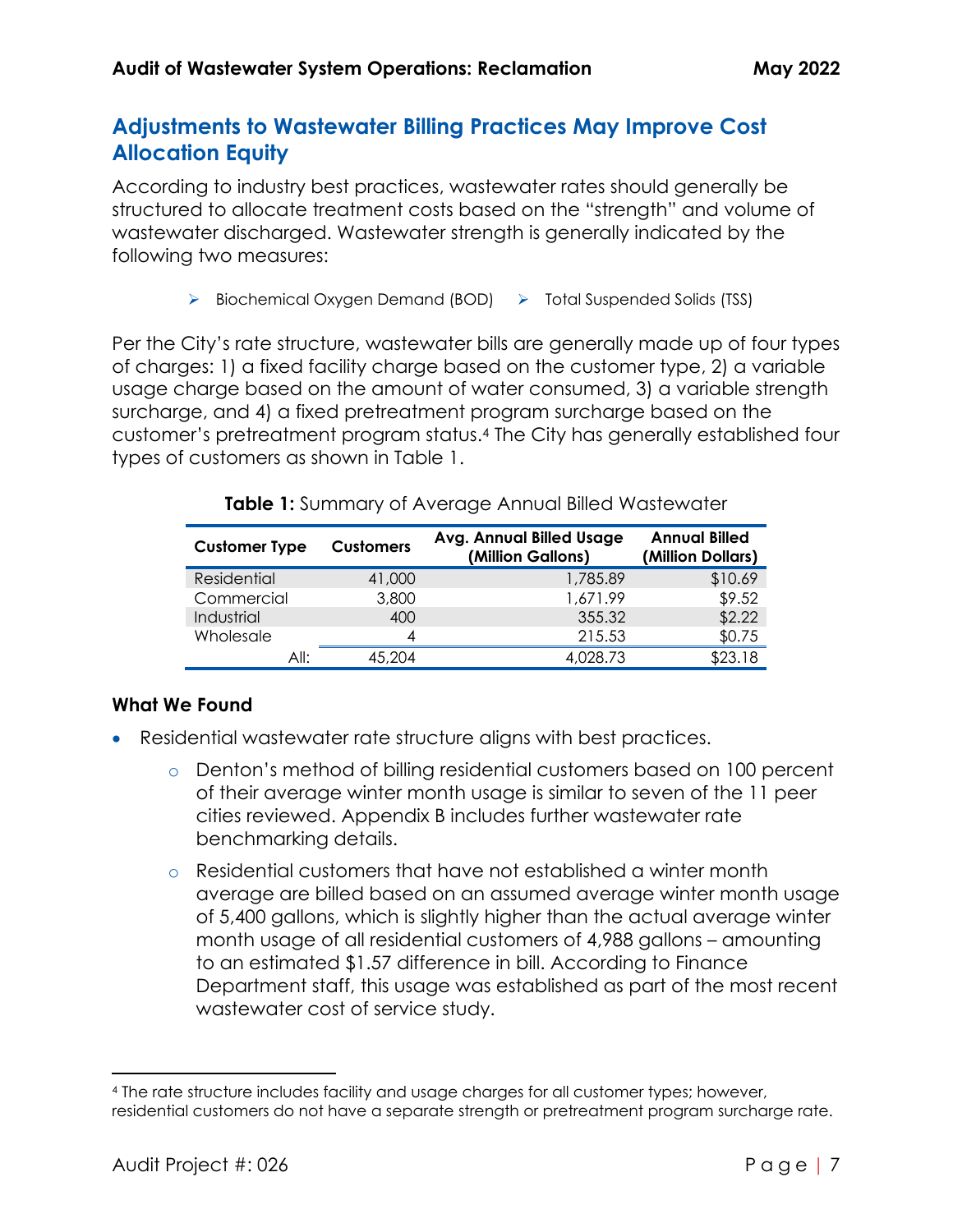## Adjustments to Wastewater Billing Practices May Improve Cost Allocation Equity

According to industry best practices, wastewater rates should generally be structured to allocate treatment costs based on the "strength" and volume of wastewater discharged. Wastewater strength is generally indicated by the following two measures:

- Biochemical Oxygen Demand (BOD)
- Total Suspended Solids (TSS)

Per the City's rate structure, wastewater bills are generally made up of four types of charges: 1) a fixed facility charge based on the customer type, 2) a variable usage charge based on the amount of water consumed, 3) a variable strength surcharge, and 4) a fixed pretreatment program surcharge based on the customer's pretreatment program status.[4] The City has generally established four types of customers as shown in Table 1.

**Table 1:** Summary of Average Annual Billed Wastewater

| Customer Type | Customers | Avg. Annual Billed Usage (Million Gallons) | Annual Billed (Million Dollars) |
|---|---|---|---|
| Residential | 41,000 | 1,785.89 | $10.69 |
| Commercial | 3,800 | 1,671.99 | $9.52 |
| Industrial | 400 | 355.32 | $2.22 |
| Wholesale | 4 | 215.53 | $0.75 |
| All: | 45,204 | 4,028.73 | $23.18 |

### What We Found

- Residential wastewater rate structure aligns with best practices.
  - Denton's method of billing residential customers based on 100 percent of their average winter month usage is similar to seven of the 11 peer cities reviewed. Appendix B includes further wastewater rate benchmarking details.
  - Residential customers that have not established a winter month average are billed based on an assumed average winter month usage of 5,400 gallons, which is slightly higher than the actual average winter month usage of all residential customers of 4,988 gallons – amounting to an estimated $1.57 difference in bill. According to Finance Department staff, this usage was established as part of the most recent wastewater cost of service study.

[4] The rate structure includes facility and usage charges for all customer types; however, residential customers do not have a separate strength or pretreatment program surcharge rate.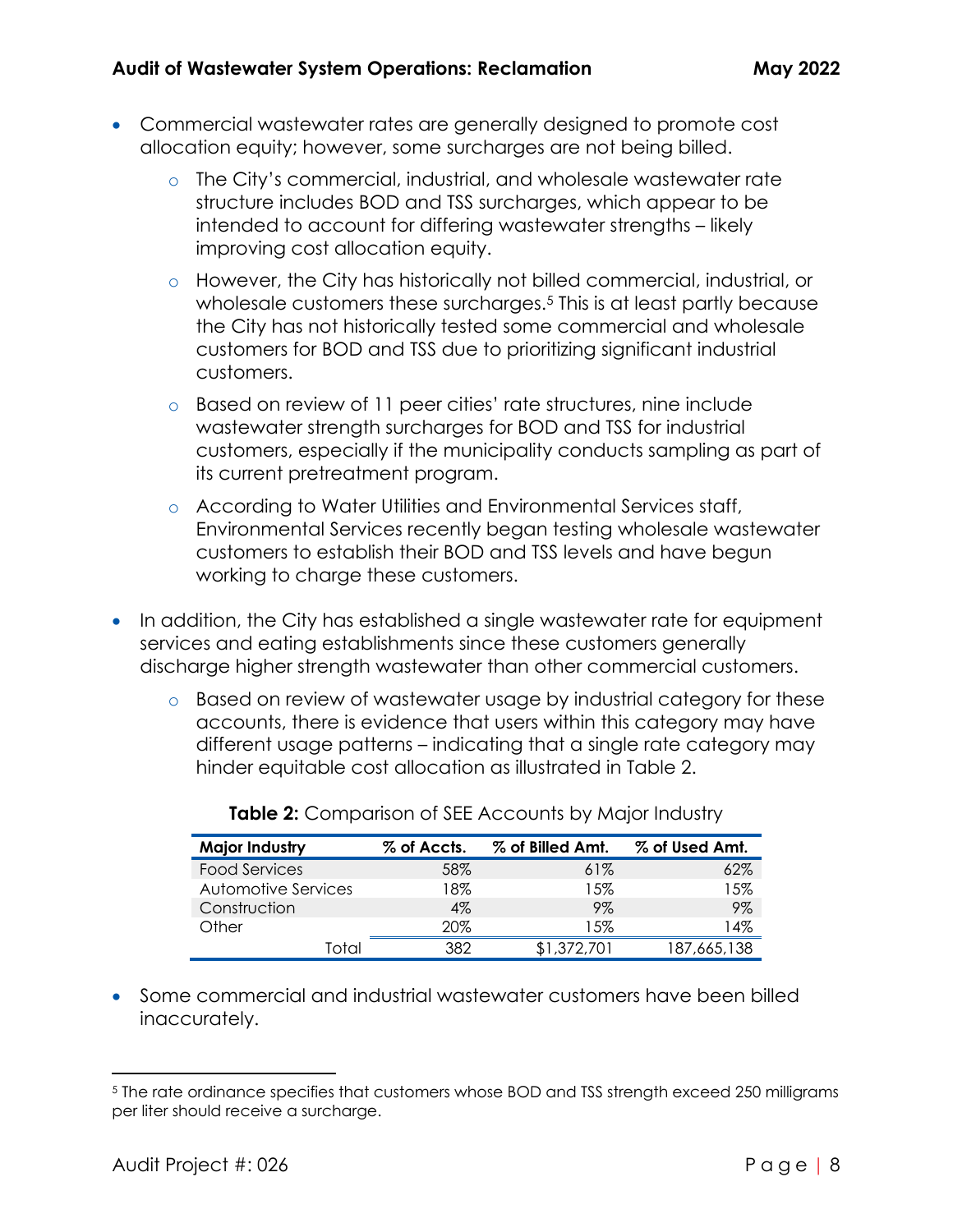- Commercial wastewater rates are generally designed to promote cost allocation equity; however, some surcharges are not being billed.
  - The City's commercial, industrial, and wholesale wastewater rate structure includes BOD and TSS surcharges, which appear to be intended to account for differing wastewater strengths – likely improving cost allocation equity.
  - However, the City has historically not billed commercial, industrial, or wholesale customers these surcharges.[5] This is at least partly because the City has not historically tested some commercial and wholesale customers for BOD and TSS due to prioritizing significant industrial customers.
  - Based on review of 11 peer cities' rate structures, nine include wastewater strength surcharges for BOD and TSS for industrial customers, especially if the municipality conducts sampling as part of its current pretreatment program.
  - According to Water Utilities and Environmental Services staff, Environmental Services recently began testing wholesale wastewater customers to establish their BOD and TSS levels and have begun working to charge these customers.
- In addition, the City has established a single wastewater rate for equipment services and eating establishments since these customers generally discharge higher strength wastewater than other commercial customers.
  - Based on review of wastewater usage by industrial category for these accounts, there is evidence that users within this category may have different usage patterns – indicating that a single rate category may hinder equitable cost allocation as illustrated in Table 2.

**Table 2:** Comparison of SEE Accounts by Major Industry

| Major Industry | % of Accts. | % of Billed Amt. | % of Used Amt. |
|---|---|---|---|
| Food Services | 58% | 61% | 62% |
| Automotive Services | 18% | 15% | 15% |
| Construction | 4% | 9% | 9% |
| Other | 20% | 15% | 14% |
| Total | 382 | $1,372,701 | 187,665,138 |

- Some commercial and industrial wastewater customers have been billed inaccurately.

---

[5] The rate ordinance specifies that customers whose BOD and TSS strength exceed 250 milligrams per liter should receive a surcharge.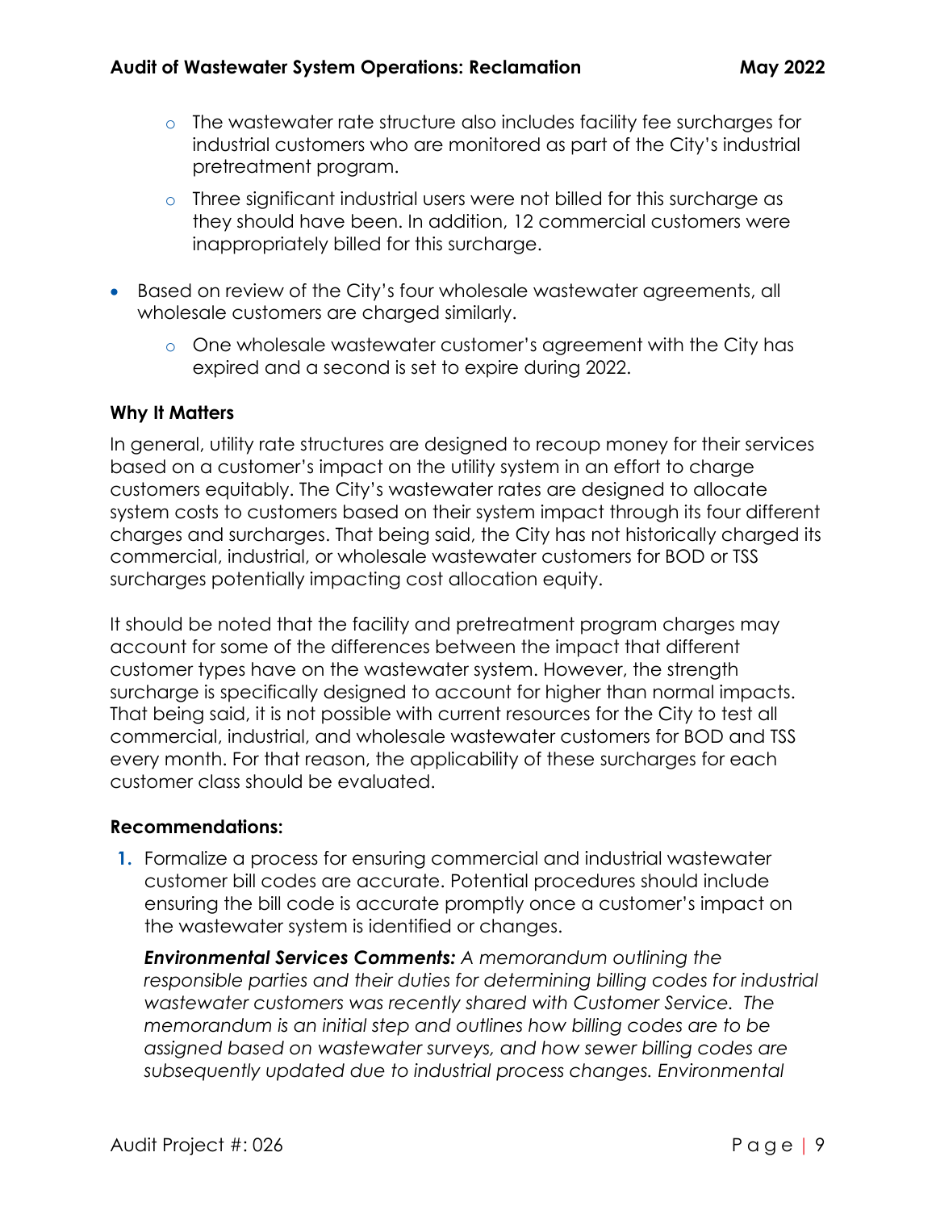- The wastewater rate structure also includes facility fee surcharges for industrial customers who are monitored as part of the City's industrial pretreatment program.
  - Three significant industrial users were not billed for this surcharge as they should have been. In addition, 12 commercial customers were inappropriately billed for this surcharge.

- Based on review of the City's four wholesale wastewater agreements, all wholesale customers are charged similarly.
  - One wholesale wastewater customer's agreement with the City has expired and a second is set to expire during 2022.

### Why It Matters

In general, utility rate structures are designed to recoup money for their services based on a customer's impact on the utility system in an effort to charge customers equitably. The City's wastewater rates are designed to allocate system costs to customers based on their system impact through its four different charges and surcharges. That being said, the City has not historically charged its commercial, industrial, or wholesale wastewater customers for BOD or TSS surcharges potentially impacting cost allocation equity.

It should be noted that the facility and pretreatment program charges may account for some of the differences between the impact that different customer types have on the wastewater system. However, the strength surcharge is specifically designed to account for higher than normal impacts. That being said, it is not possible with current resources for the City to test all commercial, industrial, and wholesale wastewater customers for BOD and TSS every month. For that reason, the applicability of these surcharges for each customer class should be evaluated.

### Recommendations:

1. Formalize a process for ensuring commercial and industrial wastewater customer bill codes are accurate. Potential procedures should include ensuring the bill code is accurate promptly once a customer's impact on the wastewater system is identified or changes.

   ***Environmental Services Comments:*** *A memorandum outlining the responsible parties and their duties for determining billing codes for industrial wastewater customers was recently shared with Customer Service. The memorandum is an initial step and outlines how billing codes are to be assigned based on wastewater surveys, and how sewer billing codes are subsequently updated due to industrial process changes. Environmental*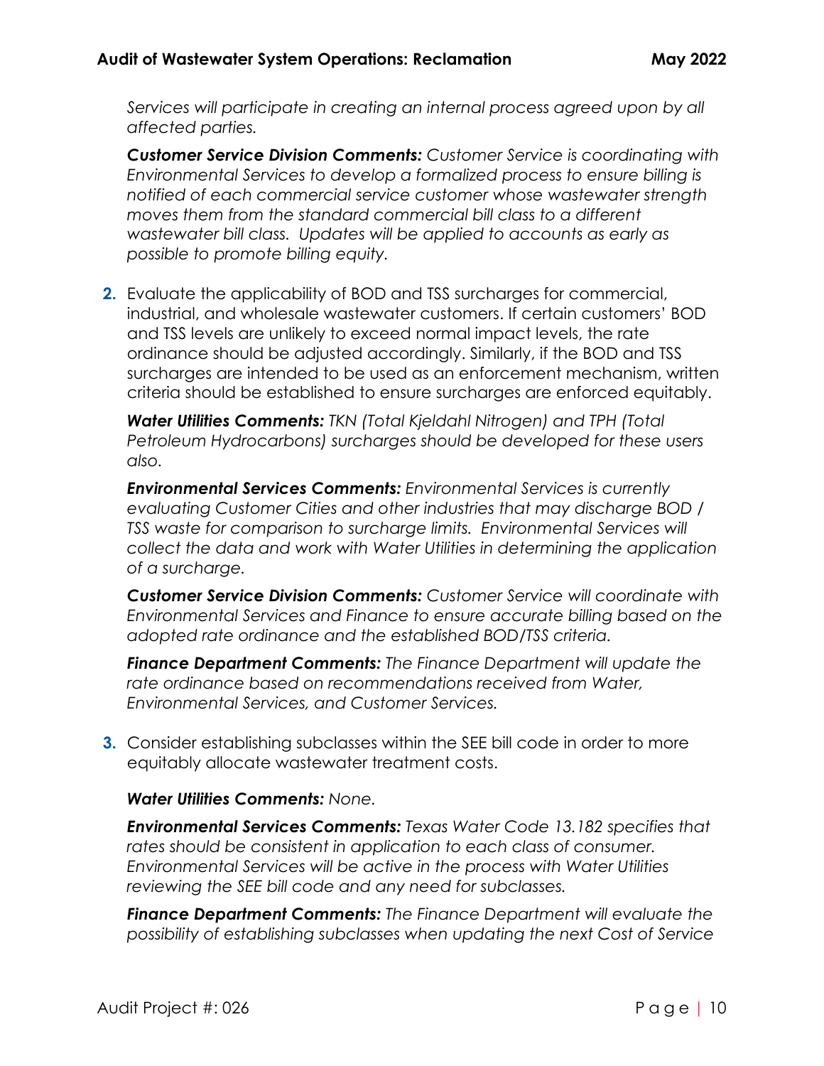*Services will participate in creating an internal process agreed upon by all affected parties.*

***Customer Service Division Comments:*** *Customer Service is coordinating with Environmental Services to develop a formalized process to ensure billing is notified of each commercial service customer whose wastewater strength moves them from the standard commercial bill class to a different wastewater bill class. Updates will be applied to accounts as early as possible to promote billing equity.*

2. Evaluate the applicability of BOD and TSS surcharges for commercial, industrial, and wholesale wastewater customers. If certain customers' BOD and TSS levels are unlikely to exceed normal impact levels, the rate ordinance should be adjusted accordingly. Similarly, if the BOD and TSS surcharges are intended to be used as an enforcement mechanism, written criteria should be established to ensure surcharges are enforced equitably.

   ***Water Utilities Comments:*** *TKN (Total Kjeldahl Nitrogen) and TPH (Total Petroleum Hydrocarbons) surcharges should be developed for these users also.*

   ***Environmental Services Comments:*** *Environmental Services is currently evaluating Customer Cities and other industries that may discharge BOD / TSS waste for comparison to surcharge limits. Environmental Services will collect the data and work with Water Utilities in determining the application of a surcharge.*

   ***Customer Service Division Comments:*** *Customer Service will coordinate with Environmental Services and Finance to ensure accurate billing based on the adopted rate ordinance and the established BOD/TSS criteria.*

   ***Finance Department Comments:*** *The Finance Department will update the rate ordinance based on recommendations received from Water, Environmental Services, and Customer Services.*

3. Consider establishing subclasses within the SEE bill code in order to more equitably allocate wastewater treatment costs.

   ***Water Utilities Comments:*** *None.*

   ***Environmental Services Comments:*** *Texas Water Code 13.182 specifies that rates should be consistent in application to each class of consumer. Environmental Services will be active in the process with Water Utilities reviewing the SEE bill code and any need for subclasses.*

   ***Finance Department Comments:*** *The Finance Department will evaluate the possibility of establishing subclasses when updating the next Cost of Service*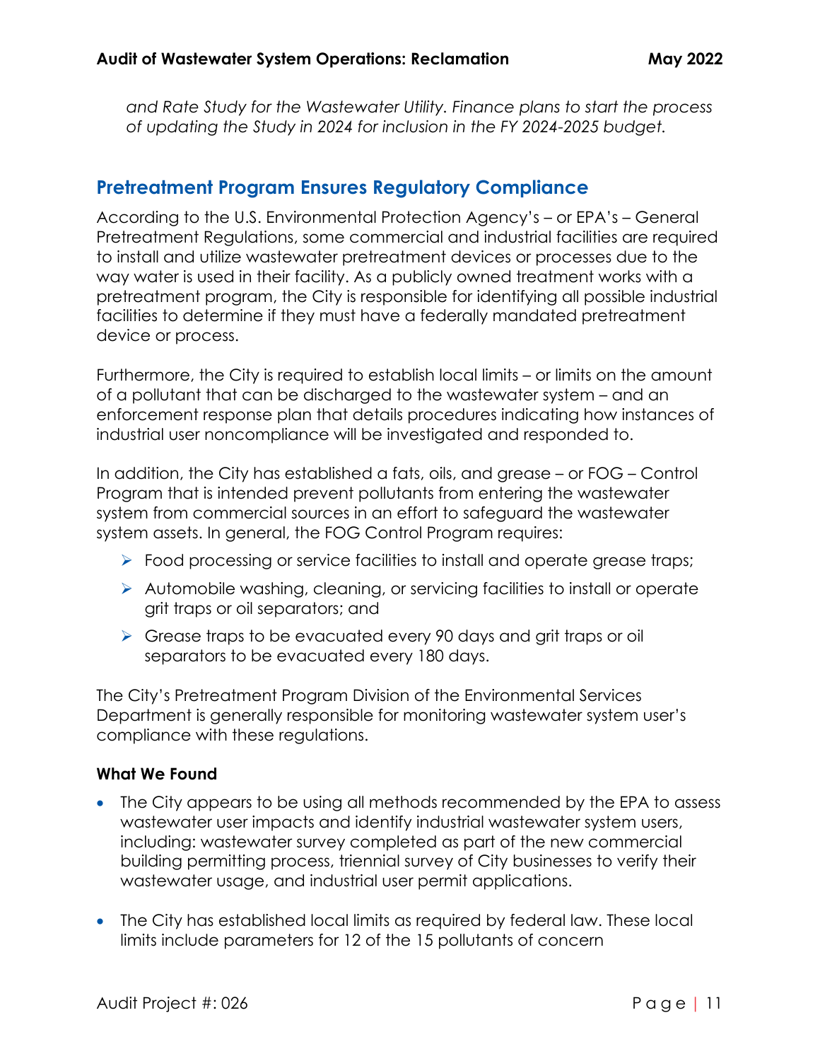*and Rate Study for the Wastewater Utility. Finance plans to start the process of updating the Study in 2024 for inclusion in the FY 2024-2025 budget.*

## Pretreatment Program Ensures Regulatory Compliance

According to the U.S. Environmental Protection Agency's – or EPA's – General Pretreatment Regulations, some commercial and industrial facilities are required to install and utilize wastewater pretreatment devices or processes due to the way water is used in their facility. As a publicly owned treatment works with a pretreatment program, the City is responsible for identifying all possible industrial facilities to determine if they must have a federally mandated pretreatment device or process.

Furthermore, the City is required to establish local limits – or limits on the amount of a pollutant that can be discharged to the wastewater system – and an enforcement response plan that details procedures indicating how instances of industrial user noncompliance will be investigated and responded to.

In addition, the City has established a fats, oils, and grease – or FOG – Control Program that is intended prevent pollutants from entering the wastewater system from commercial sources in an effort to safeguard the wastewater system assets. In general, the FOG Control Program requires:

- Food processing or service facilities to install and operate grease traps;
- Automobile washing, cleaning, or servicing facilities to install or operate grit traps or oil separators; and
- Grease traps to be evacuated every 90 days and grit traps or oil separators to be evacuated every 180 days.

The City's Pretreatment Program Division of the Environmental Services Department is generally responsible for monitoring wastewater system user's compliance with these regulations.

### What We Found

- The City appears to be using all methods recommended by the EPA to assess wastewater user impacts and identify industrial wastewater system users, including: wastewater survey completed as part of the new commercial building permitting process, triennial survey of City businesses to verify their wastewater usage, and industrial user permit applications.

- The City has established local limits as required by federal law. These local limits include parameters for 12 of the 15 pollutants of concern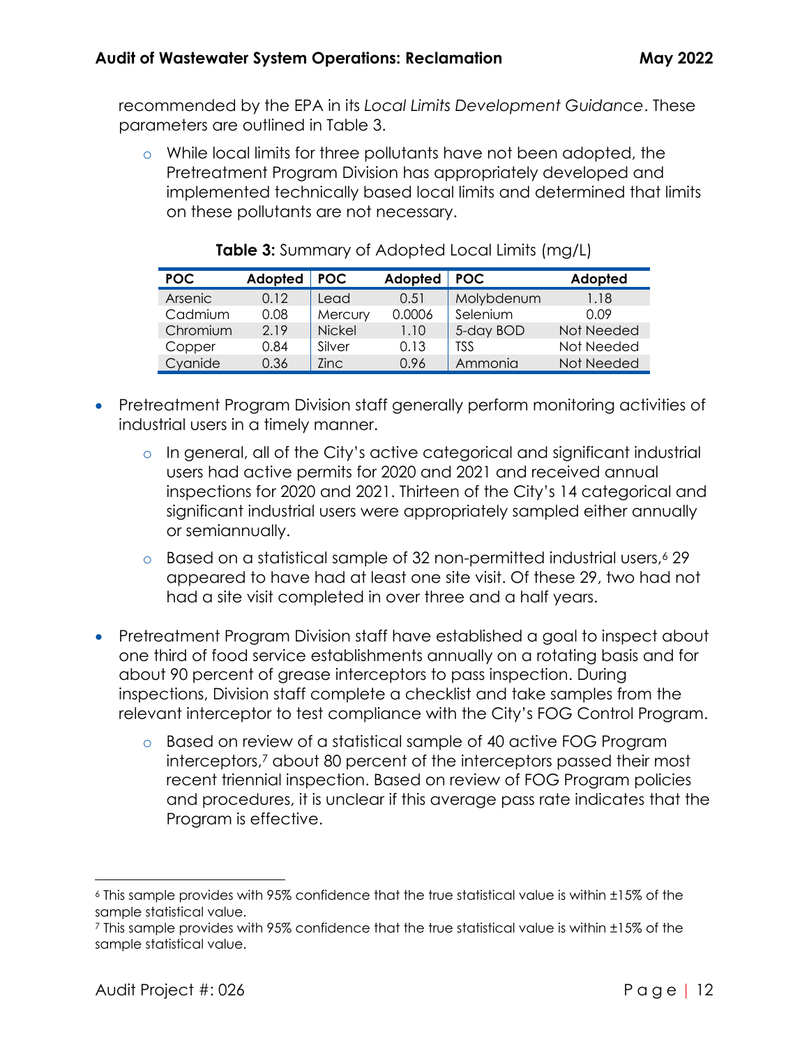recommended by the EPA in its *Local Limits Development Guidance*. These parameters are outlined in Table 3.

- While local limits for three pollutants have not been adopted, the Pretreatment Program Division has appropriately developed and implemented technically based local limits and determined that limits on these pollutants are not necessary.

**Table 3:** Summary of Adopted Local Limits (mg/L)

| POC | Adopted | POC | Adopted | POC | Adopted |
|---|---|---|---|---|---|
| Arsenic | 0.12 | Lead | 0.51 | Molybdenum | 1.18 |
| Cadmium | 0.08 | Mercury | 0.0006 | Selenium | 0.09 |
| Chromium | 2.19 | Nickel | 1.10 | 5-day BOD | Not Needed |
| Copper | 0.84 | Silver | 0.13 | TSS | Not Needed |
| Cyanide | 0.36 | Zinc | 0.96 | Ammonia | Not Needed |

- Pretreatment Program Division staff generally perform monitoring activities of industrial users in a timely manner.
  - In general, all of the City's active categorical and significant industrial users had active permits for 2020 and 2021 and received annual inspections for 2020 and 2021. Thirteen of the City's 14 categorical and significant industrial users were appropriately sampled either annually or semiannually.
  - Based on a statistical sample of 32 non-permitted industrial users,[6] 29 appeared to have had at least one site visit. Of these 29, two had not had a site visit completed in over three and a half years.

- Pretreatment Program Division staff have established a goal to inspect about one third of food service establishments annually on a rotating basis and for about 90 percent of grease interceptors to pass inspection. During inspections, Division staff complete a checklist and take samples from the relevant interceptor to test compliance with the City's FOG Control Program.
  - Based on review of a statistical sample of 40 active FOG Program interceptors,[7] about 80 percent of the interceptors passed their most recent triennial inspection. Based on review of FOG Program policies and procedures, it is unclear if this average pass rate indicates that the Program is effective.

---

[6] This sample provides with 95% confidence that the true statistical value is within ±15% of the sample statistical value.

[7] This sample provides with 95% confidence that the true statistical value is within ±15% of the sample statistical value.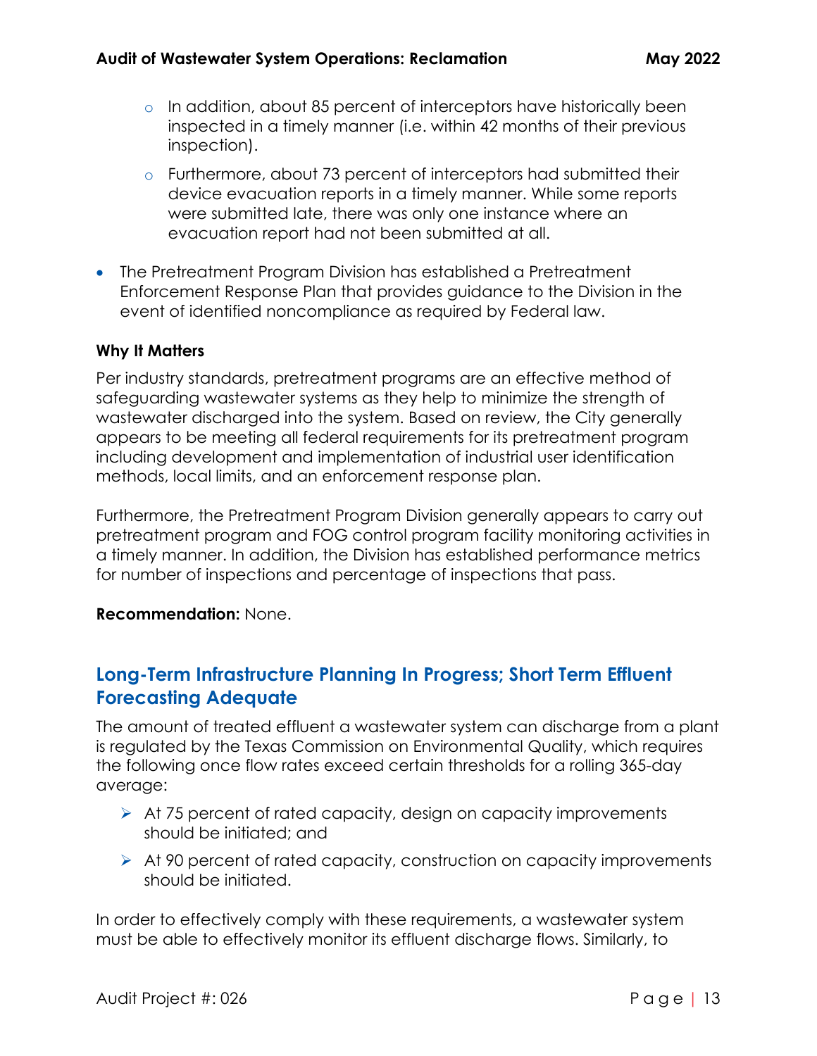- In addition, about 85 percent of interceptors have historically been inspected in a timely manner (i.e. within 42 months of their previous inspection).
  - Furthermore, about 73 percent of interceptors had submitted their device evacuation reports in a timely manner. While some reports were submitted late, there was only one instance where an evacuation report had not been submitted at all.
- The Pretreatment Program Division has established a Pretreatment Enforcement Response Plan that provides guidance to the Division in the event of identified noncompliance as required by Federal law.

**Why It Matters**

Per industry standards, pretreatment programs are an effective method of safeguarding wastewater systems as they help to minimize the strength of wastewater discharged into the system. Based on review, the City generally appears to be meeting all federal requirements for its pretreatment program including development and implementation of industrial user identification methods, local limits, and an enforcement response plan.

Furthermore, the Pretreatment Program Division generally appears to carry out pretreatment program and FOG control program facility monitoring activities in a timely manner. In addition, the Division has established performance metrics for number of inspections and percentage of inspections that pass.

**Recommendation:** None.

## Long-Term Infrastructure Planning In Progress; Short Term Effluent Forecasting Adequate

The amount of treated effluent a wastewater system can discharge from a plant is regulated by the Texas Commission on Environmental Quality, which requires the following once flow rates exceed certain thresholds for a rolling 365-day average:

- At 75 percent of rated capacity, design on capacity improvements should be initiated; and
- At 90 percent of rated capacity, construction on capacity improvements should be initiated.

In order to effectively comply with these requirements, a wastewater system must be able to effectively monitor its effluent discharge flows. Similarly, to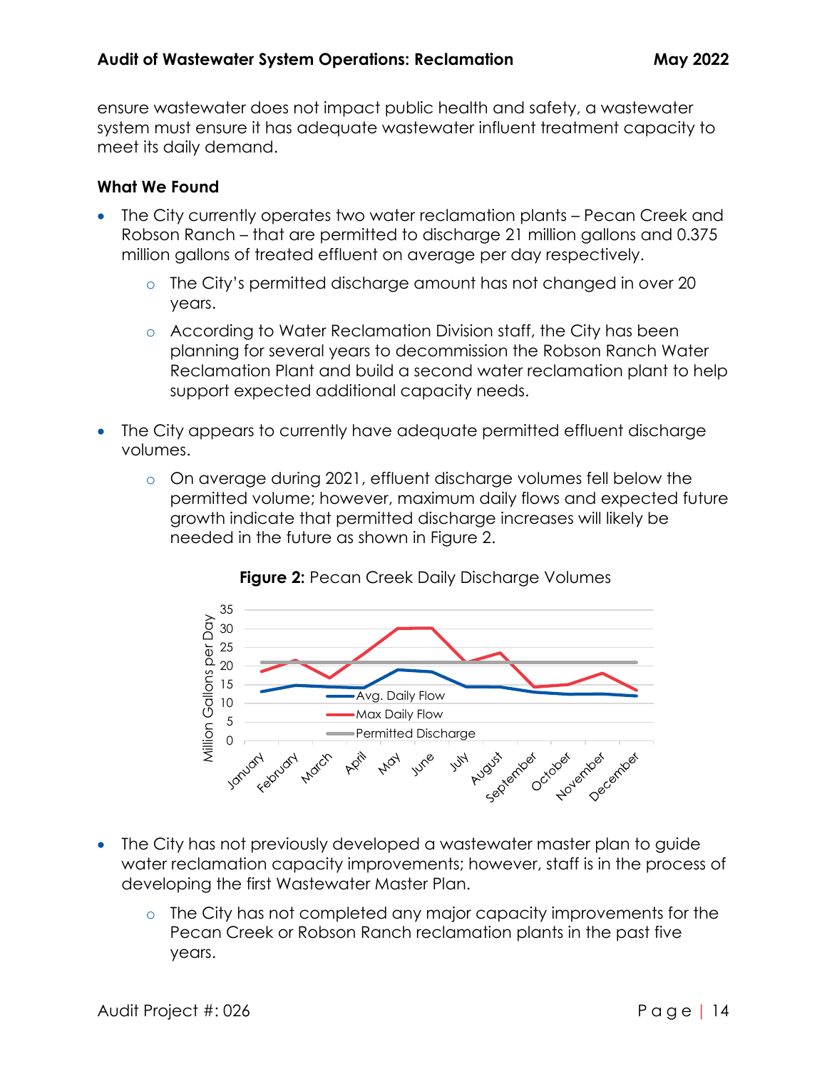ensure wastewater does not impact public health and safety, a wastewater system must ensure it has adequate wastewater influent treatment capacity to meet its daily demand.

### What We Found

- The City currently operates two water reclamation plants – Pecan Creek and Robson Ranch – that are permitted to discharge 21 million gallons and 0.375 million gallons of treated effluent on average per day respectively.
  - The City's permitted discharge amount has not changed in over 20 years.
  - According to Water Reclamation Division staff, the City has been planning for several years to decommission the Robson Ranch Water Reclamation Plant and build a second water reclamation plant to help support expected additional capacity needs.
- The City appears to currently have adequate permitted effluent discharge volumes.
  - On average during 2021, effluent discharge volumes fell below the permitted volume; however, maximum daily flows and expected future growth indicate that permitted discharge increases will likely be needed in the future as shown in Figure 2.

**Figure 2:** Pecan Creek Daily Discharge Volumes

- The City has not previously developed a wastewater master plan to guide water reclamation capacity improvements; however, staff is in the process of developing the first Wastewater Master Plan.
  - The City has not completed any major capacity improvements for the Pecan Creek or Robson Ranch reclamation plants in the past five years.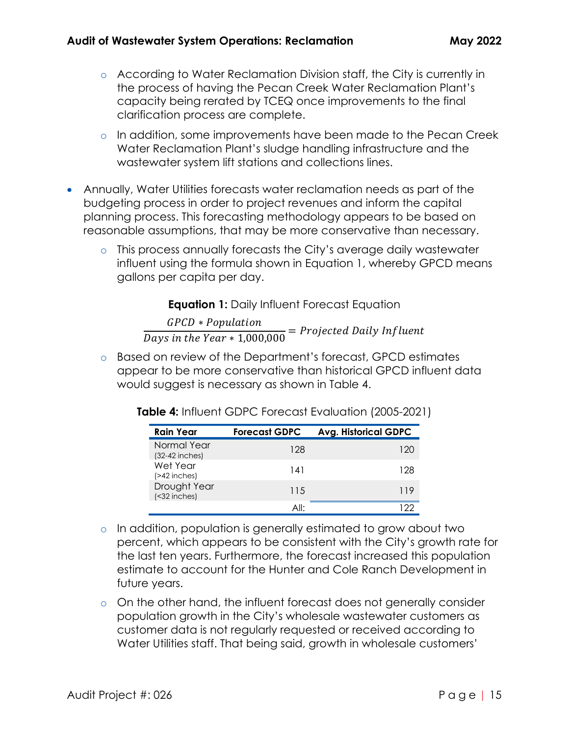- According to Water Reclamation Division staff, the City is currently in the process of having the Pecan Creek Water Reclamation Plant's capacity being rerated by TCEQ once improvements to the final clarification process are complete.
- In addition, some improvements have been made to the Pecan Creek Water Reclamation Plant's sludge handling infrastructure and the wastewater system lift stations and collections lines.

- Annually, Water Utilities forecasts water reclamation needs as part of the budgeting process in order to project revenues and inform the capital planning process. This forecasting methodology appears to be based on reasonable assumptions, that may be more conservative than necessary.
  - This process annually forecasts the City's average daily wastewater influent using the formula shown in Equation 1, whereby GPCD means gallons per capita per day.

**Equation 1:** Daily Influent Forecast Equation

$$\frac{GPCD * Population}{Days\ in\ the\ Year * 1{,}000{,}000} = Projected\ Daily\ Influent$$

  - Based on review of the Department's forecast, GPCD estimates appear to be more conservative than historical GPCD influent data would suggest is necessary as shown in Table 4.

**Table 4:** Influent GDPC Forecast Evaluation (2005-2021)

| Rain Year | Forecast GDPC | Avg. Historical GDPC |
|---|---|---|
| Normal Year (32-42 inches) | 128 | 120 |
| Wet Year (>42 inches) | 141 | 128 |
| Drought Year (<32 inches) | 115 | 119 |
| | All: | 122 |

  - In addition, population is generally estimated to grow about two percent, which appears to be consistent with the City's growth rate for the last ten years. Furthermore, the forecast increased this population estimate to account for the Hunter and Cole Ranch Development in future years.
  - On the other hand, the influent forecast does not generally consider population growth in the City's wholesale wastewater customers as customer data is not regularly requested or received according to Water Utilities staff. That being said, growth in wholesale customers'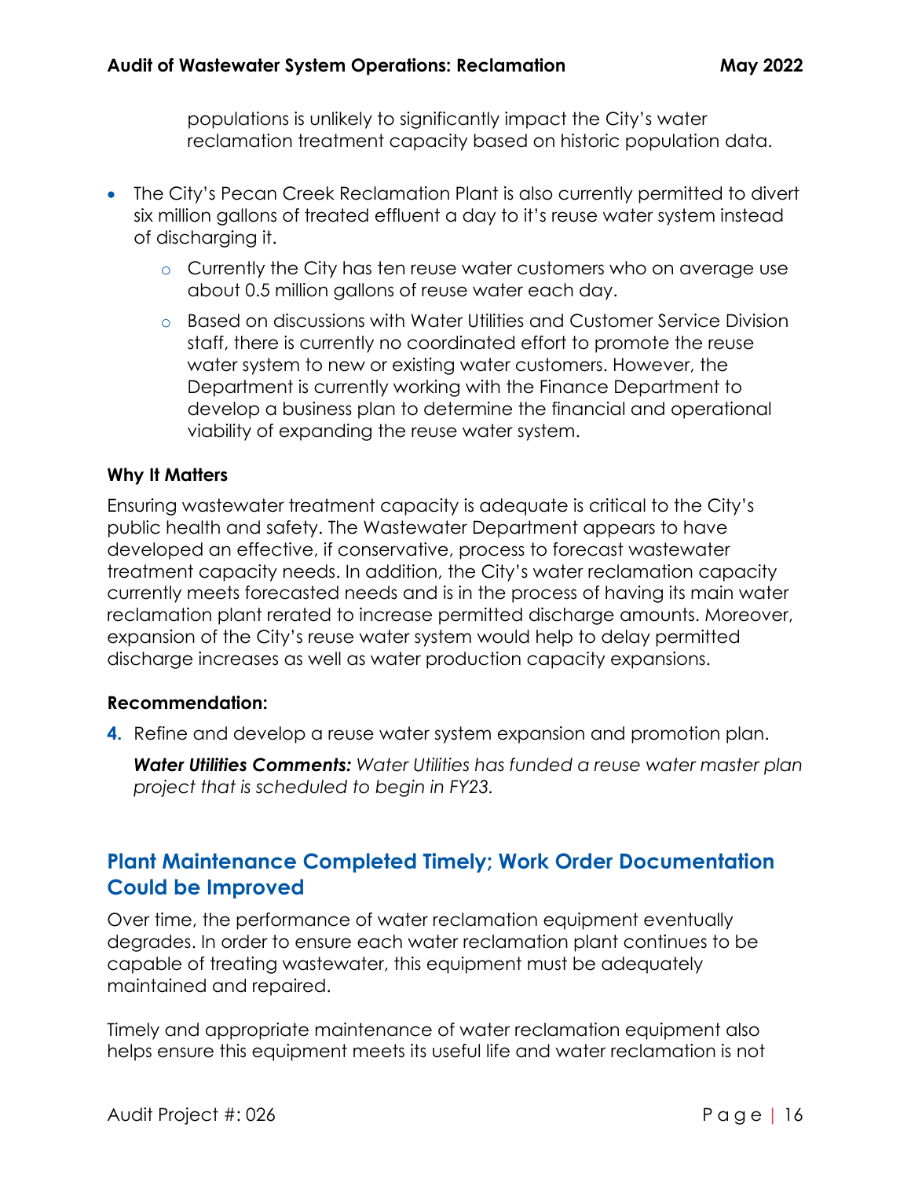populations is unlikely to significantly impact the City's water reclamation treatment capacity based on historic population data.

- The City's Pecan Creek Reclamation Plant is also currently permitted to divert six million gallons of treated effluent a day to it's reuse water system instead of discharging it.
    - Currently the City has ten reuse water customers who on average use about 0.5 million gallons of reuse water each day.
    - Based on discussions with Water Utilities and Customer Service Division staff, there is currently no coordinated effort to promote the reuse water system to new or existing water customers. However, the Department is currently working with the Finance Department to develop a business plan to determine the financial and operational viability of expanding the reuse water system.

**Why It Matters**

Ensuring wastewater treatment capacity is adequate is critical to the City's public health and safety. The Wastewater Department appears to have developed an effective, if conservative, process to forecast wastewater treatment capacity needs. In addition, the City's water reclamation capacity currently meets forecasted needs and is in the process of having its main water reclamation plant rerated to increase permitted discharge amounts. Moreover, expansion of the City's reuse water system would help to delay permitted discharge increases as well as water production capacity expansions.

**Recommendation:**

**4.** Refine and develop a reuse water system expansion and promotion plan.

***Water Utilities Comments:*** *Water Utilities has funded a reuse water master plan project that is scheduled to begin in FY23.*

## Plant Maintenance Completed Timely; Work Order Documentation Could be Improved

Over time, the performance of water reclamation equipment eventually degrades. In order to ensure each water reclamation plant continues to be capable of treating wastewater, this equipment must be adequately maintained and repaired.

Timely and appropriate maintenance of water reclamation equipment also helps ensure this equipment meets its useful life and water reclamation is not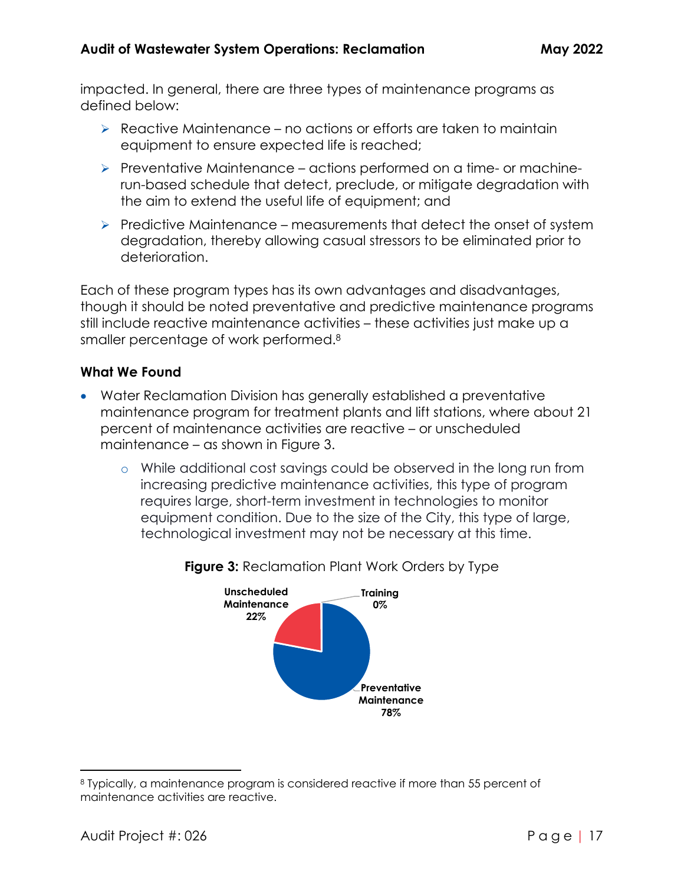impacted. In general, there are three types of maintenance programs as defined below:

- Reactive Maintenance – no actions or efforts are taken to maintain equipment to ensure expected life is reached;
- Preventative Maintenance – actions performed on a time- or machine-run-based schedule that detect, preclude, or mitigate degradation with the aim to extend the useful life of equipment; and
- Predictive Maintenance – measurements that detect the onset of system degradation, thereby allowing casual stressors to be eliminated prior to deterioration.

Each of these program types has its own advantages and disadvantages, though it should be noted preventative and predictive maintenance programs still include reactive maintenance activities – these activities just make up a smaller percentage of work performed.[8]

**What We Found**

- Water Reclamation Division has generally established a preventative maintenance program for treatment plants and lift stations, where about 21 percent of maintenance activities are reactive – or unscheduled maintenance – as shown in Figure 3.
  - While additional cost savings could be observed in the long run from increasing predictive maintenance activities, this type of program requires large, short-term investment in technologies to monitor equipment condition. Due to the size of the City, this type of large, technological investment may not be necessary at this time.

**Figure 3:** Reclamation Plant Work Orders by Type

| Type | Percent |
| --- | --- |
| Unscheduled Maintenance | 22% |
| Training | 0% |
| Preventative Maintenance | 78% |

[8] Typically, a maintenance program is considered reactive if more than 55 percent of maintenance activities are reactive.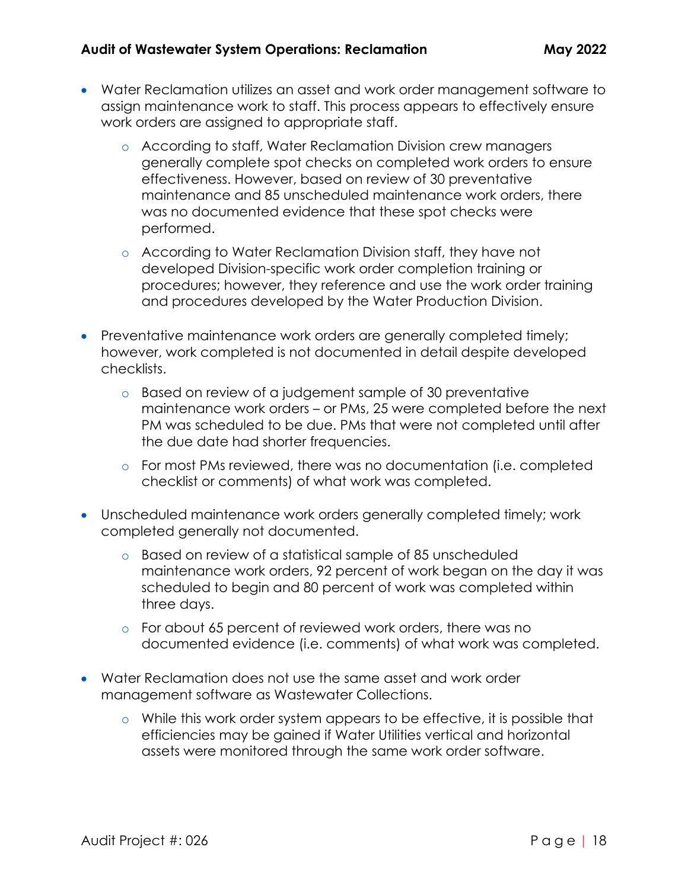- Water Reclamation utilizes an asset and work order management software to assign maintenance work to staff. This process appears to effectively ensure work orders are assigned to appropriate staff.
    - According to staff, Water Reclamation Division crew managers generally complete spot checks on completed work orders to ensure effectiveness. However, based on review of 30 preventative maintenance and 85 unscheduled maintenance work orders, there was no documented evidence that these spot checks were performed.
    - According to Water Reclamation Division staff, they have not developed Division-specific work order completion training or procedures; however, they reference and use the work order training and procedures developed by the Water Production Division.
- Preventative maintenance work orders are generally completed timely; however, work completed is not documented in detail despite developed checklists.
    - Based on review of a judgement sample of 30 preventative maintenance work orders – or PMs, 25 were completed before the next PM was scheduled to be due. PMs that were not completed until after the due date had shorter frequencies.
    - For most PMs reviewed, there was no documentation (i.e. completed checklist or comments) of what work was completed.
- Unscheduled maintenance work orders generally completed timely; work completed generally not documented.
    - Based on review of a statistical sample of 85 unscheduled maintenance work orders, 92 percent of work began on the day it was scheduled to begin and 80 percent of work was completed within three days.
    - For about 65 percent of reviewed work orders, there was no documented evidence (i.e. comments) of what work was completed.
- Water Reclamation does not use the same asset and work order management software as Wastewater Collections.
    - While this work order system appears to be effective, it is possible that efficiencies may be gained if Water Utilities vertical and horizontal assets were monitored through the same work order software.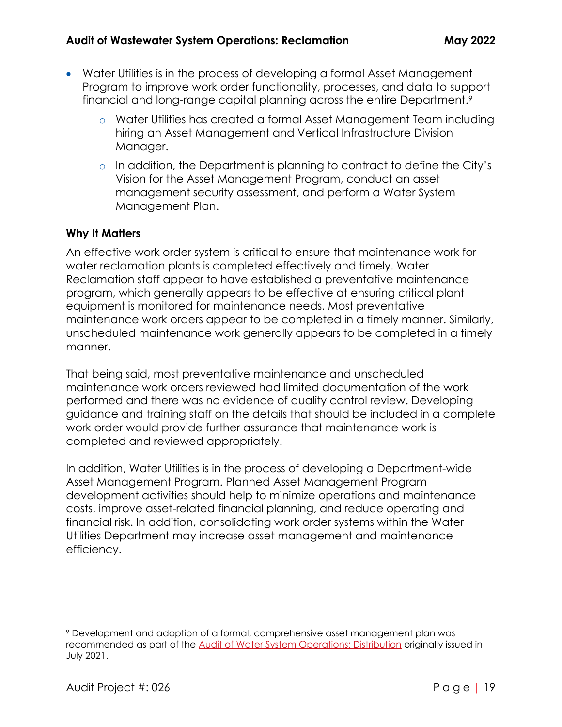- Water Utilities is in the process of developing a formal Asset Management Program to improve work order functionality, processes, and data to support financial and long-range capital planning across the entire Department.[9]
    - Water Utilities has created a formal Asset Management Team including hiring an Asset Management and Vertical Infrastructure Division Manager.
    - In addition, the Department is planning to contract to define the City's Vision for the Asset Management Program, conduct an asset management security assessment, and perform a Water System Management Plan.

**Why It Matters**

An effective work order system is critical to ensure that maintenance work for water reclamation plants is completed effectively and timely. Water Reclamation staff appear to have established a preventative maintenance program, which generally appears to be effective at ensuring critical plant equipment is monitored for maintenance needs. Most preventative maintenance work orders appear to be completed in a timely manner. Similarly, unscheduled maintenance work generally appears to be completed in a timely manner.

That being said, most preventative maintenance and unscheduled maintenance work orders reviewed had limited documentation of the work performed and there was no evidence of quality control review. Developing guidance and training staff on the details that should be included in a complete work order would provide further assurance that maintenance work is completed and reviewed appropriately.

In addition, Water Utilities is in the process of developing a Department-wide Asset Management Program. Planned Asset Management Program development activities should help to minimize operations and maintenance costs, improve asset-related financial planning, and reduce operating and financial risk. In addition, consolidating work order systems within the Water Utilities Department may increase asset management and maintenance efficiency.

---

[9] Development and adoption of a formal, comprehensive asset management plan was recommended as part of the Audit of Water System Operations: Distribution originally issued in July 2021.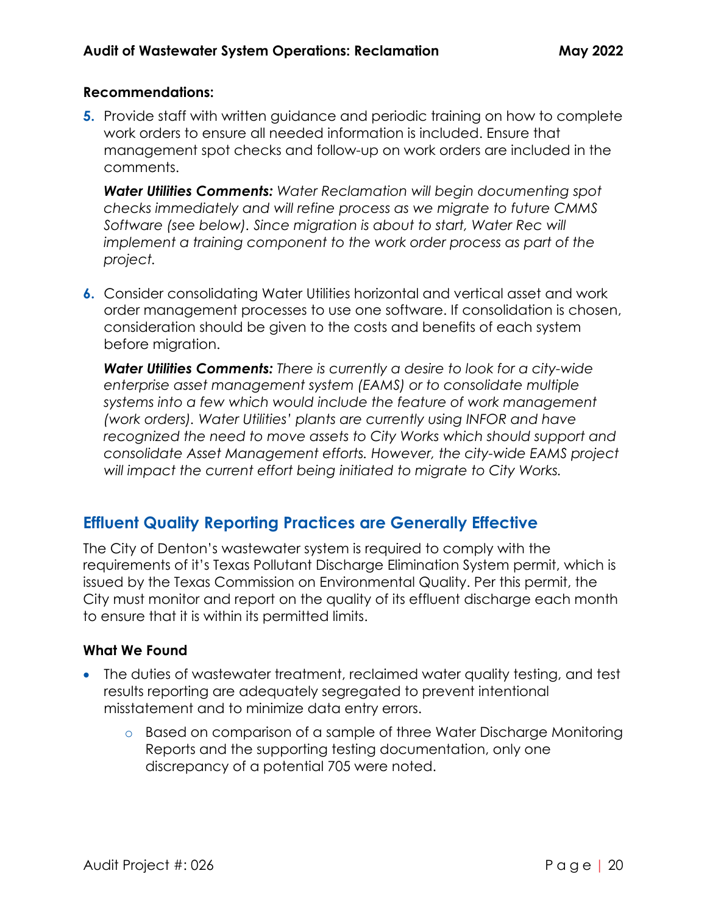**Recommendations:**

5. Provide staff with written guidance and periodic training on how to complete work orders to ensure all needed information is included. Ensure that management spot checks and follow-up on work orders are included in the comments.

   ***Water Utilities Comments:*** *Water Reclamation will begin documenting spot checks immediately and will refine process as we migrate to future CMMS Software (see below). Since migration is about to start, Water Rec will implement a training component to the work order process as part of the project.*

6. Consider consolidating Water Utilities horizontal and vertical asset and work order management processes to use one software. If consolidation is chosen, consideration should be given to the costs and benefits of each system before migration.

   ***Water Utilities Comments:*** *There is currently a desire to look for a city-wide enterprise asset management system (EAMS) or to consolidate multiple systems into a few which would include the feature of work management (work orders). Water Utilities' plants are currently using INFOR and have recognized the need to move assets to City Works which should support and consolidate Asset Management efforts. However, the city-wide EAMS project will impact the current effort being initiated to migrate to City Works.*

## Effluent Quality Reporting Practices are Generally Effective

The City of Denton's wastewater system is required to comply with the requirements of it's Texas Pollutant Discharge Elimination System permit, which is issued by the Texas Commission on Environmental Quality. Per this permit, the City must monitor and report on the quality of its effluent discharge each month to ensure that it is within its permitted limits.

**What We Found**

- The duties of wastewater treatment, reclaimed water quality testing, and test results reporting are adequately segregated to prevent intentional misstatement and to minimize data entry errors.
  - Based on comparison of a sample of three Water Discharge Monitoring Reports and the supporting testing documentation, only one discrepancy of a potential 705 were noted.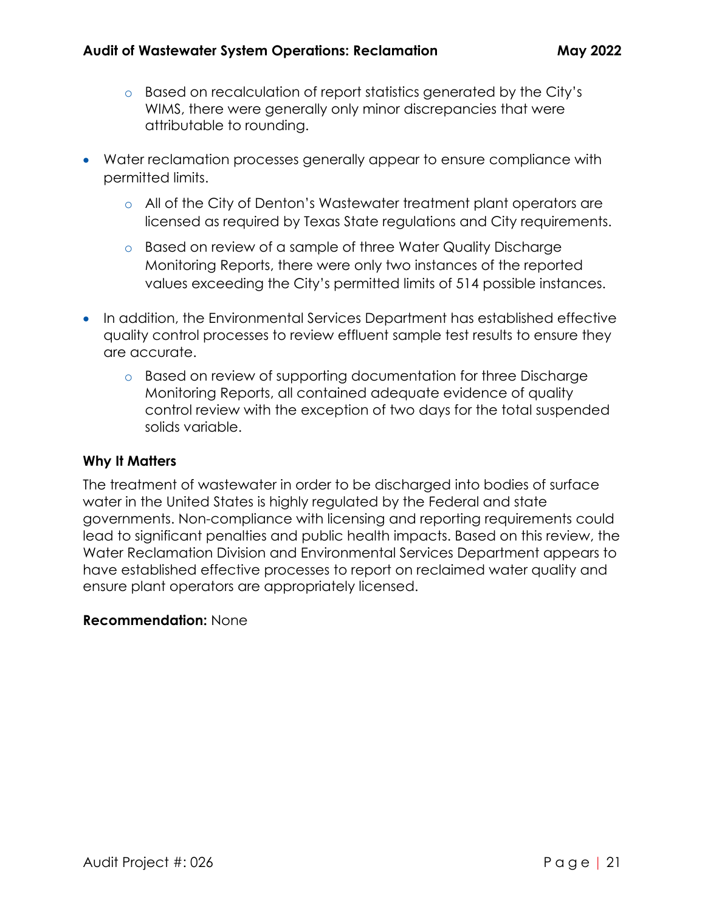- Based on recalculation of report statistics generated by the City's WIMS, there were generally only minor discrepancies that were attributable to rounding.

- Water reclamation processes generally appear to ensure compliance with permitted limits.
  - All of the City of Denton's Wastewater treatment plant operators are licensed as required by Texas State regulations and City requirements.
  - Based on review of a sample of three Water Quality Discharge Monitoring Reports, there were only two instances of the reported values exceeding the City's permitted limits of 514 possible instances.

- In addition, the Environmental Services Department has established effective quality control processes to review effluent sample test results to ensure they are accurate.
  - Based on review of supporting documentation for three Discharge Monitoring Reports, all contained adequate evidence of quality control review with the exception of two days for the total suspended solids variable.

**Why It Matters**

The treatment of wastewater in order to be discharged into bodies of surface water in the United States is highly regulated by the Federal and state governments. Non-compliance with licensing and reporting requirements could lead to significant penalties and public health impacts. Based on this review, the Water Reclamation Division and Environmental Services Department appears to have established effective processes to report on reclaimed water quality and ensure plant operators are appropriately licensed.

**Recommendation:** None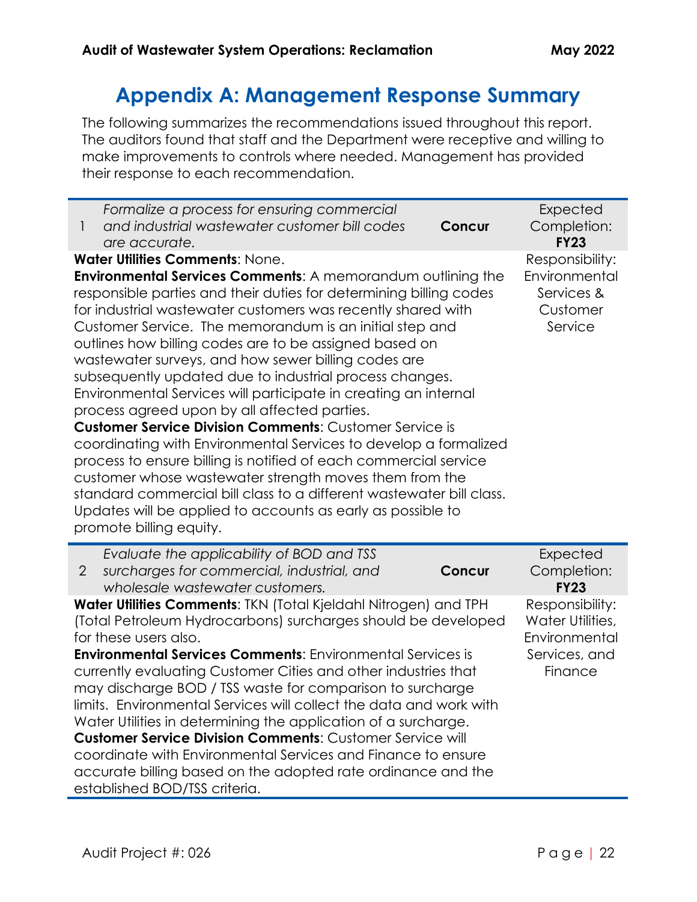# Appendix A: Management Response Summary

The following summarizes the recommendations issued throughout this report. The auditors found that staff and the Department were receptive and willing to make improvements to controls where needed. Management has provided their response to each recommendation.

| # | Recommendation | Response | Expected Completion |
|---|---|---|---|
| 1 | *Formalize a process for ensuring commercial and industrial wastewater customer bill codes are accurate.* | **Concur** | Expected Completion: **FY23** |

**Water Utilities Comments**: None.
**Environmental Services Comments**: A memorandum outlining the responsible parties and their duties for determining billing codes for industrial wastewater customers was recently shared with Customer Service. The memorandum is an initial step and outlines how billing codes are to be assigned based on wastewater surveys, and how sewer billing codes are subsequently updated due to industrial process changes. Environmental Services will participate in creating an internal process agreed upon by all affected parties.
**Customer Service Division Comments**: Customer Service is coordinating with Environmental Services to develop a formalized process to ensure billing is notified of each commercial service customer whose wastewater strength moves them from the standard commercial bill class to a different wastewater bill class. Updates will be applied to accounts as early as possible to promote billing equity.

Responsibility: Environmental Services & Customer Service

| # | Recommendation | Response | Expected Completion |
|---|---|---|---|
| 2 | *Evaluate the applicability of BOD and TSS surcharges for commercial, industrial, and wholesale wastewater customers.* | **Concur** | Expected Completion: **FY23** |

**Water Utilities Comments**: TKN (Total Kjeldahl Nitrogen) and TPH (Total Petroleum Hydrocarbons) surcharges should be developed for these users also.
**Environmental Services Comments**: Environmental Services is currently evaluating Customer Cities and other industries that may discharge BOD / TSS waste for comparison to surcharge limits. Environmental Services will collect the data and work with Water Utilities in determining the application of a surcharge.
**Customer Service Division Comments**: Customer Service will coordinate with Environmental Services and Finance to ensure accurate billing based on the adopted rate ordinance and the established BOD/TSS criteria.

Responsibility: Water Utilities, Environmental Services, and Finance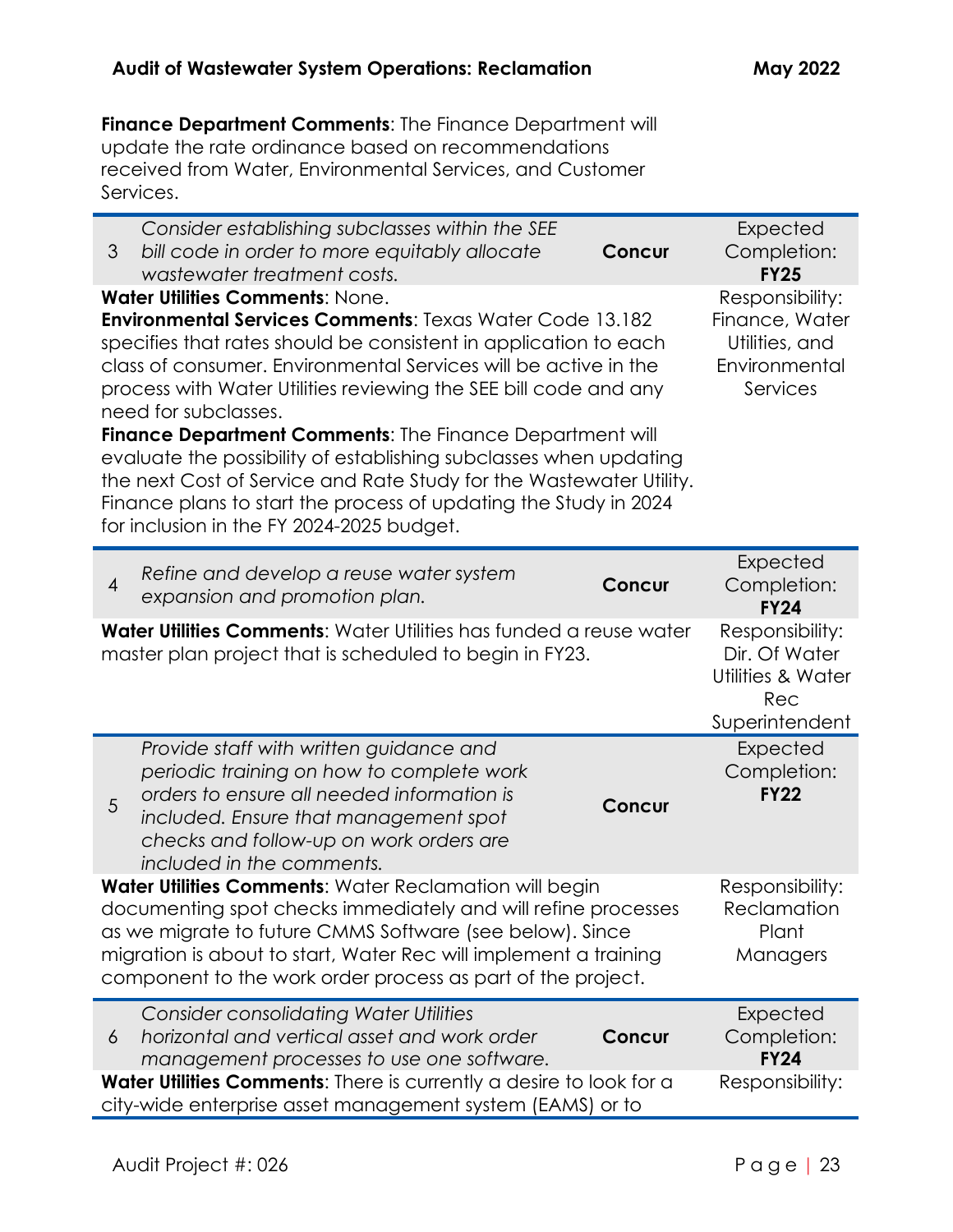**Finance Department Comments**: The Finance Department will update the rate ordinance based on recommendations received from Water, Environmental Services, and Customer Services.

| # | Recommendation | Response | Completion / Responsibility |
|---|---|---|---|
| 3 | *Consider establishing subclasses within the SEE bill code in order to more equitably allocate wastewater treatment costs.* | **Concur** | Expected Completion: **FY25** |
| | **Water Utilities Comments**: None.<br>**Environmental Services Comments**: Texas Water Code 13.182 specifies that rates should be consistent in application to each class of consumer. Environmental Services will be active in the process with Water Utilities reviewing the SEE bill code and any need for subclasses.<br>**Finance Department Comments**: The Finance Department will evaluate the possibility of establishing subclasses when updating the next Cost of Service and Rate Study for the Wastewater Utility. Finance plans to start the process of updating the Study in 2024 for inclusion in the FY 2024-2025 budget. | | Responsibility: Finance, Water Utilities, and Environmental Services |
| 4 | *Refine and develop a reuse water system expansion and promotion plan.* | **Concur** | Expected Completion: **FY24** |
| | **Water Utilities Comments**: Water Utilities has funded a reuse water master plan project that is scheduled to begin in FY23. | | Responsibility: Dir. Of Water Utilities & Water Rec Superintendent |
| 5 | *Provide staff with written guidance and periodic training on how to complete work orders to ensure all needed information is included. Ensure that management spot checks and follow-up on work orders are included in the comments.* | **Concur** | Expected Completion: **FY22** |
| | **Water Utilities Comments**: Water Reclamation will begin documenting spot checks immediately and will refine processes as we migrate to future CMMS Software (see below). Since migration is about to start, Water Rec will implement a training component to the work order process as part of the project. | | Responsibility: Reclamation Plant Managers |
| 6 | *Consider consolidating Water Utilities horizontal and vertical asset and work order management processes to use one software.* | **Concur** | Expected Completion: **FY24** |
| | **Water Utilities Comments**: There is currently a desire to look for a city-wide enterprise asset management system (EAMS) or to | | Responsibility: |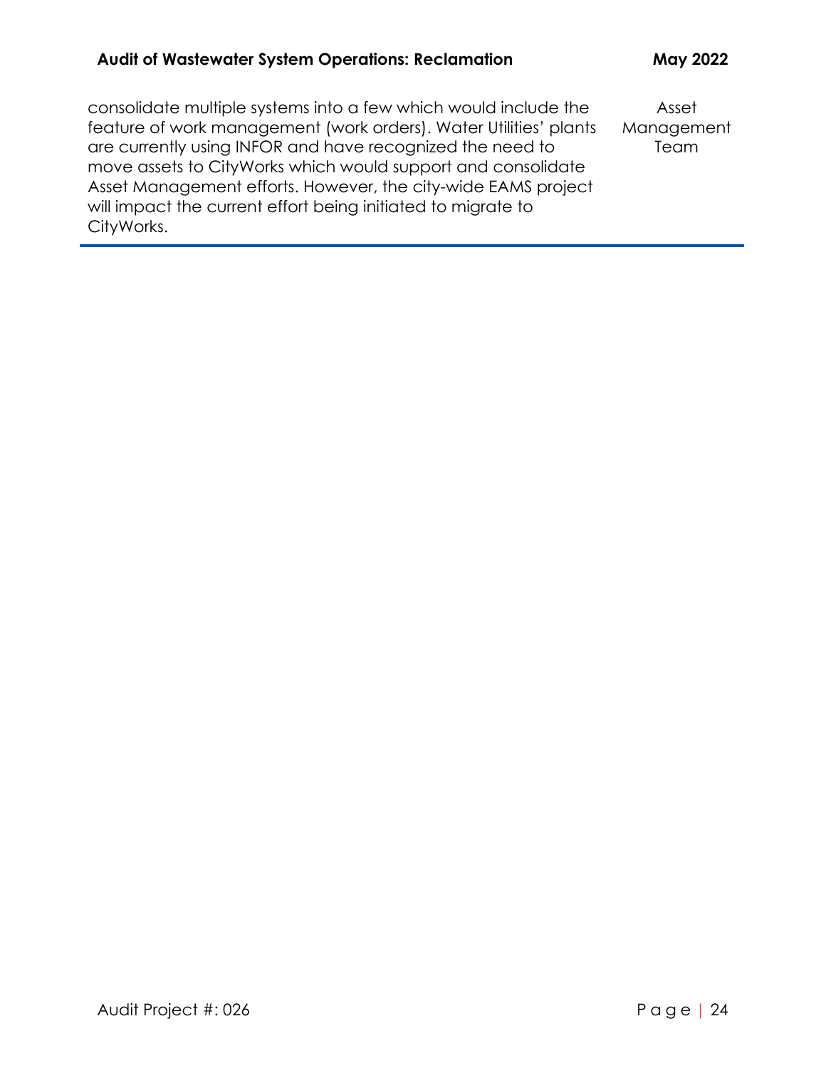| | |
|---|---|
| consolidate multiple systems into a few which would include the feature of work management (work orders). Water Utilities' plants are currently using INFOR and have recognized the need to move assets to CityWorks which would support and consolidate Asset Management efforts. However, the city-wide EAMS project will impact the current effort being initiated to migrate to CityWorks. | Asset Management Team |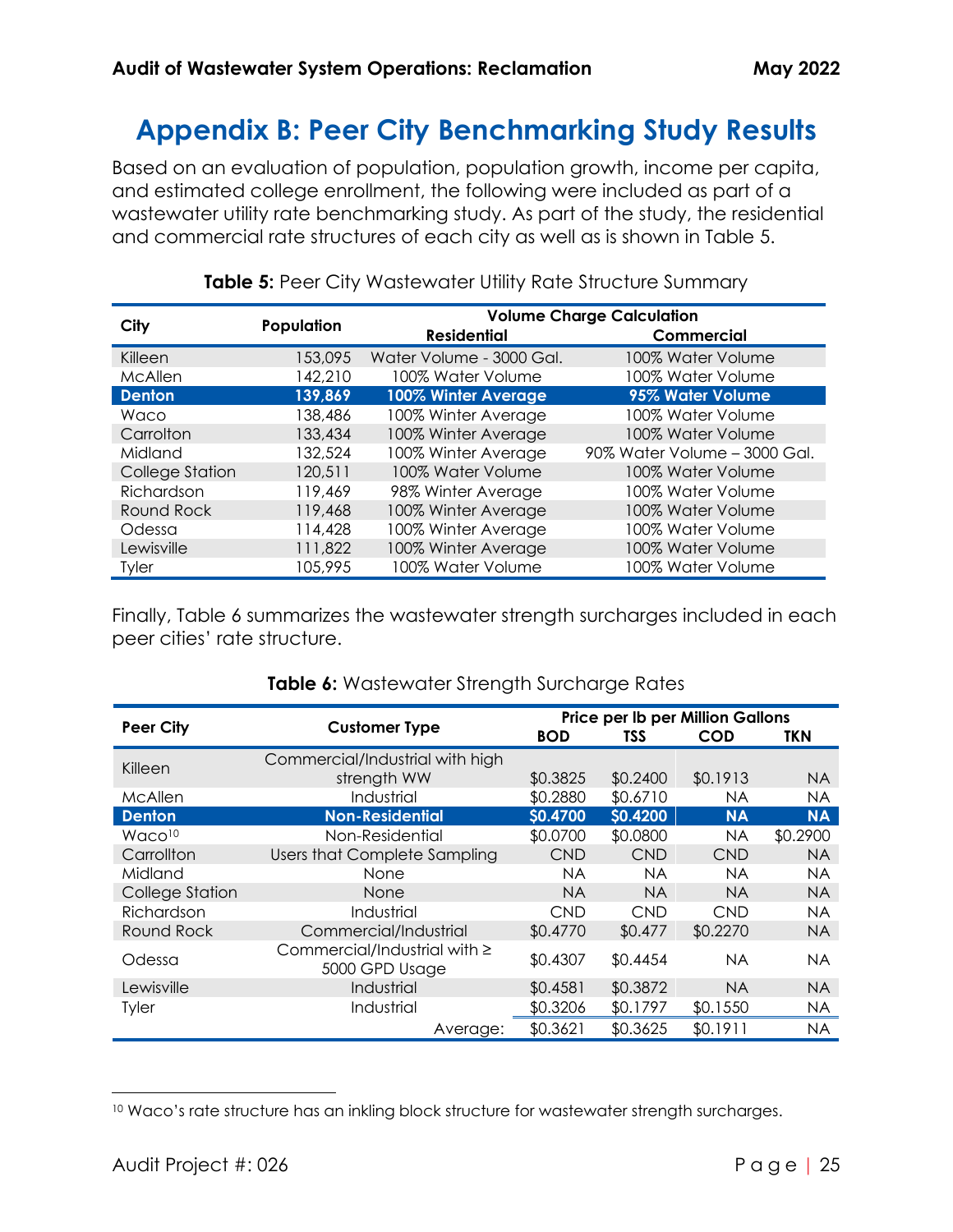# Appendix B: Peer City Benchmarking Study Results

Based on an evaluation of population, population growth, income per capita, and estimated college enrollment, the following were included as part of a wastewater utility rate benchmarking study. As part of the study, the residential and commercial rate structures of each city as well as is shown in Table 5.

**Table 5:** Peer City Wastewater Utility Rate Structure Summary

| City | Population | Volume Charge Calculation | |
|---|---|---|---|
| | | Residential | Commercial |
| Killeen | 153,095 | Water Volume - 3000 Gal. | 100% Water Volume |
| McAllen | 142,210 | 100% Water Volume | 100% Water Volume |
| **Denton** | **139,869** | **100% Winter Average** | **95% Water Volume** |
| Waco | 138,486 | 100% Winter Average | 100% Water Volume |
| Carrolton | 133,434 | 100% Winter Average | 100% Water Volume |
| Midland | 132,524 | 100% Winter Average | 90% Water Volume – 3000 Gal. |
| College Station | 120,511 | 100% Water Volume | 100% Water Volume |
| Richardson | 119,469 | 98% Winter Average | 100% Water Volume |
| Round Rock | 119,468 | 100% Winter Average | 100% Water Volume |
| Odessa | 114,428 | 100% Winter Average | 100% Water Volume |
| Lewisville | 111,822 | 100% Winter Average | 100% Water Volume |
| Tyler | 105,995 | 100% Water Volume | 100% Water Volume |

Finally, Table 6 summarizes the wastewater strength surcharges included in each peer cities' rate structure.

**Table 6:** Wastewater Strength Surcharge Rates

| Peer City | Customer Type | Price per lb per Million Gallons | | | |
|---|---|---|---|---|---|
| | | BOD | TSS | COD | TKN |
| Killeen | Commercial/Industrial with high strength WW | $0.3825 | $0.2400 | $0.1913 | NA |
| McAllen | Industrial | $0.2880 | $0.6710 | NA | NA |
| **Denton** | **Non-Residential** | **$0.4700** | **$0.4200** | **NA** | **NA** |
| Waco[10] | Non-Residential | $0.0700 | $0.0800 | NA | $0.2900 |
| Carrollton | Users that Complete Sampling | CND | CND | CND | NA |
| Midland | None | NA | NA | NA | NA |
| College Station | None | NA | NA | NA | NA |
| Richardson | Industrial | CND | CND | CND | NA |
| Round Rock | Commercial/Industrial | $0.4770 | $0.477 | $0.2270 | NA |
| Odessa | Commercial/Industrial with ≥ 5000 GPD Usage | $0.4307 | $0.4454 | NA | NA |
| Lewisville | Industrial | $0.4581 | $0.3872 | NA | NA |
| Tyler | Industrial | $0.3206 | $0.1797 | $0.1550 | NA |
| | Average: | $0.3621 | $0.3625 | $0.1911 | NA |

[10] Waco's rate structure has an inkling block structure for wastewater strength surcharges.